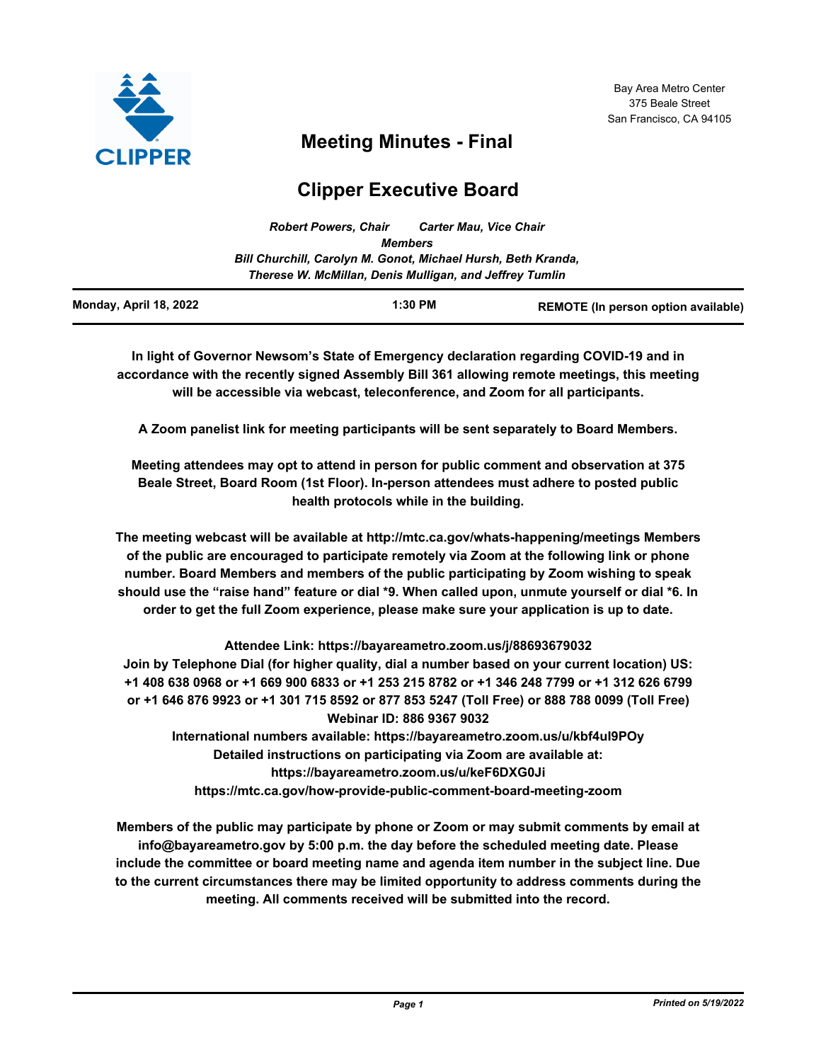Bay Area Metro Center
375 Beale Street
San Francisco, CA 94105

# Meeting Minutes - Final

# Clipper Executive Board

*Robert Powers, Chair     Carter Mau, Vice Chair*

*Members*

*Bill Churchill, Carolyn M. Gonot, Michael Hursh, Beth Kranda, Therese W. McMillan, Denis Mulligan, and Jeffrey Tumlin*

**Monday, April 18, 2022     1:30 PM     REMOTE (In person option available)**

**In light of Governor Newsom's State of Emergency declaration regarding COVID-19 and in accordance with the recently signed Assembly Bill 361 allowing remote meetings, this meeting will be accessible via webcast, teleconference, and Zoom for all participants.**

**A Zoom panelist link for meeting participants will be sent separately to Board Members.**

**Meeting attendees may opt to attend in person for public comment and observation at 375 Beale Street, Board Room (1st Floor). In-person attendees must adhere to posted public health protocols while in the building.**

**The meeting webcast will be available at http://mtc.ca.gov/whats-happening/meetings Members of the public are encouraged to participate remotely via Zoom at the following link or phone number. Board Members and members of the public participating by Zoom wishing to speak should use the "raise hand" feature or dial *9. When called upon, unmute yourself or dial *6. In order to get the full Zoom experience, please make sure your application is up to date.**

**Attendee Link: https://bayareametro.zoom.us/j/88693679032**
**Join by Telephone Dial (for higher quality, dial a number based on your current location) US: +1 408 638 0968 or +1 669 900 6833 or +1 253 215 8782 or +1 346 248 7799 or +1 312 626 6799 or +1 646 876 9923 or +1 301 715 8592 or 877 853 5247 (Toll Free) or 888 788 0099 (Toll Free)**
**Webinar ID: 886 9367 9032**
**International numbers available: https://bayareametro.zoom.us/u/kbf4ul9POy**
**Detailed instructions on participating via Zoom are available at:**
**https://bayareametro.zoom.us/u/keF6DXG0Ji**
**https://mtc.ca.gov/how-provide-public-comment-board-meeting-zoom**

**Members of the public may participate by phone or Zoom or may submit comments by email at info@bayareametro.gov by 5:00 p.m. the day before the scheduled meeting date. Please include the committee or board meeting name and agenda item number in the subject line. Due to the current circumstances there may be limited opportunity to address comments during the meeting. All comments received will be submitted into the record.**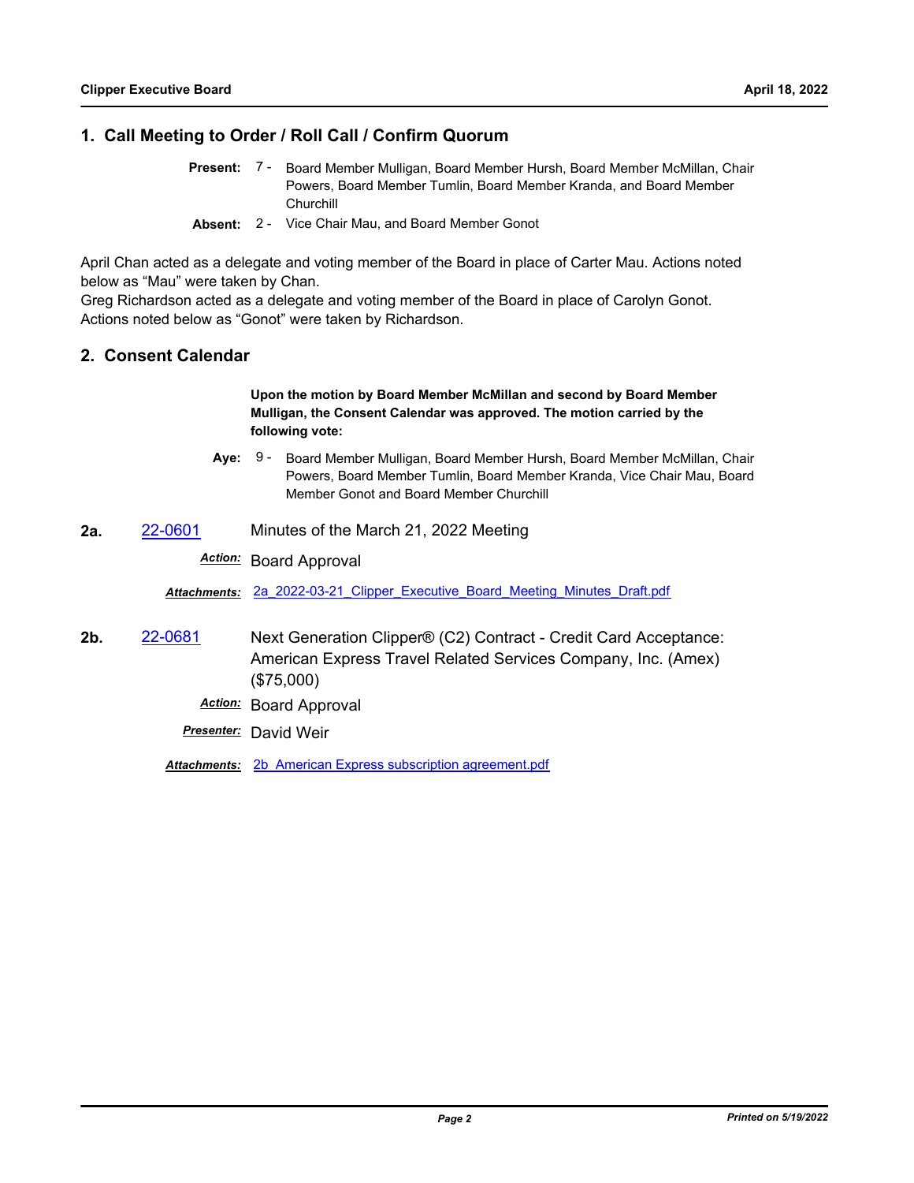## 1. Call Meeting to Order / Roll Call / Confirm Quorum

**Present:** 7 - Board Member Mulligan, Board Member Hursh, Board Member McMillan, Chair Powers, Board Member Tumlin, Board Member Kranda, and Board Member Churchill

**Absent:** 2 - Vice Chair Mau, and Board Member Gonot

April Chan acted as a delegate and voting member of the Board in place of Carter Mau. Actions noted below as "Mau" were taken by Chan.
Greg Richardson acted as a delegate and voting member of the Board in place of Carolyn Gonot. Actions noted below as "Gonot" were taken by Richardson.

## 2. Consent Calendar

**Upon the motion by Board Member McMillan and second by Board Member Mulligan, the Consent Calendar was approved. The motion carried by the following vote:**

**Aye:** 9 - Board Member Mulligan, Board Member Hursh, Board Member McMillan, Chair Powers, Board Member Tumlin, Board Member Kranda, Vice Chair Mau, Board Member Gonot and Board Member Churchill

**2a.** 22-0601 Minutes of the March 21, 2022 Meeting

***Action:*** Board Approval

***Attachments:*** 2a_2022-03-21_Clipper_Executive_Board_Meeting_Minutes_Draft.pdf

**2b.** 22-0681 Next Generation Clipper® (C2) Contract - Credit Card Acceptance: American Express Travel Related Services Company, Inc. (Amex) ($75,000)

***Action:*** Board Approval

***Presenter:*** David Weir

***Attachments:*** 2b_American Express subscription agreement.pdf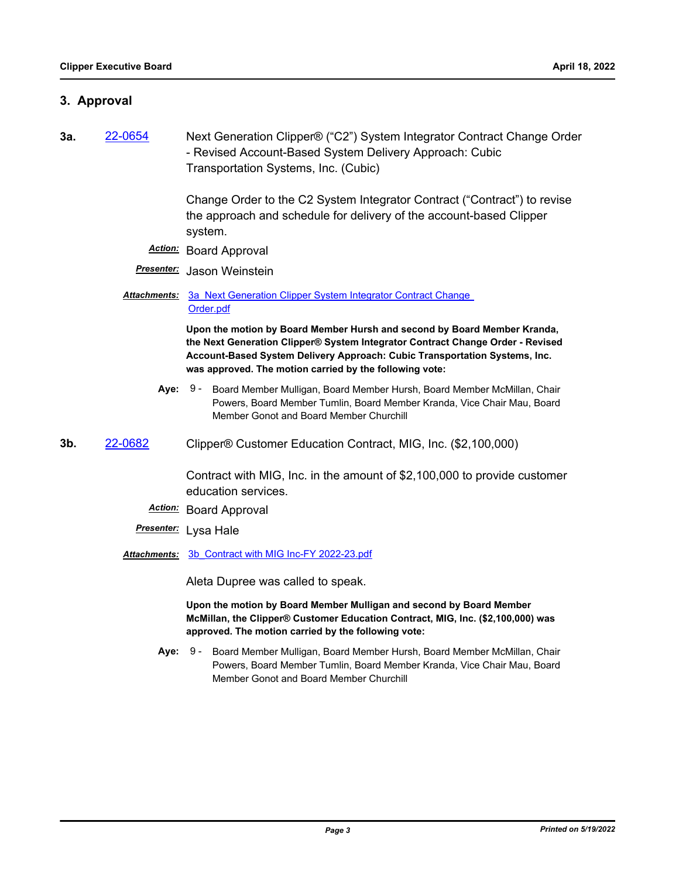## 3. Approval

**3a.** 22-0654 Next Generation Clipper® ("C2") System Integrator Contract Change Order - Revised Account-Based System Delivery Approach: Cubic Transportation Systems, Inc. (Cubic)

Change Order to the C2 System Integrator Contract ("Contract") to revise the approach and schedule for delivery of the account-based Clipper system.

***Action:*** Board Approval

***Presenter:*** Jason Weinstein

***Attachments:*** 3a_Next Generation Clipper System Integrator Contract Change Order.pdf

**Upon the motion by Board Member Hursh and second by Board Member Kranda, the Next Generation Clipper® System Integrator Contract Change Order - Revised Account-Based System Delivery Approach: Cubic Transportation Systems, Inc. was approved. The motion carried by the following vote:**

**Aye:** 9 - Board Member Mulligan, Board Member Hursh, Board Member McMillan, Chair Powers, Board Member Tumlin, Board Member Kranda, Vice Chair Mau, Board Member Gonot and Board Member Churchill

**3b.** 22-0682 Clipper® Customer Education Contract, MIG, Inc. ($2,100,000)

Contract with MIG, Inc. in the amount of $2,100,000 to provide customer education services.

***Action:*** Board Approval

***Presenter:*** Lysa Hale

***Attachments:*** 3b_Contract with MIG Inc-FY 2022-23.pdf

Aleta Dupree was called to speak.

**Upon the motion by Board Member Mulligan and second by Board Member McMillan, the Clipper® Customer Education Contract, MIG, Inc. ($2,100,000) was approved. The motion carried by the following vote:**

**Aye:** 9 - Board Member Mulligan, Board Member Hursh, Board Member McMillan, Chair Powers, Board Member Tumlin, Board Member Kranda, Vice Chair Mau, Board Member Gonot and Board Member Churchill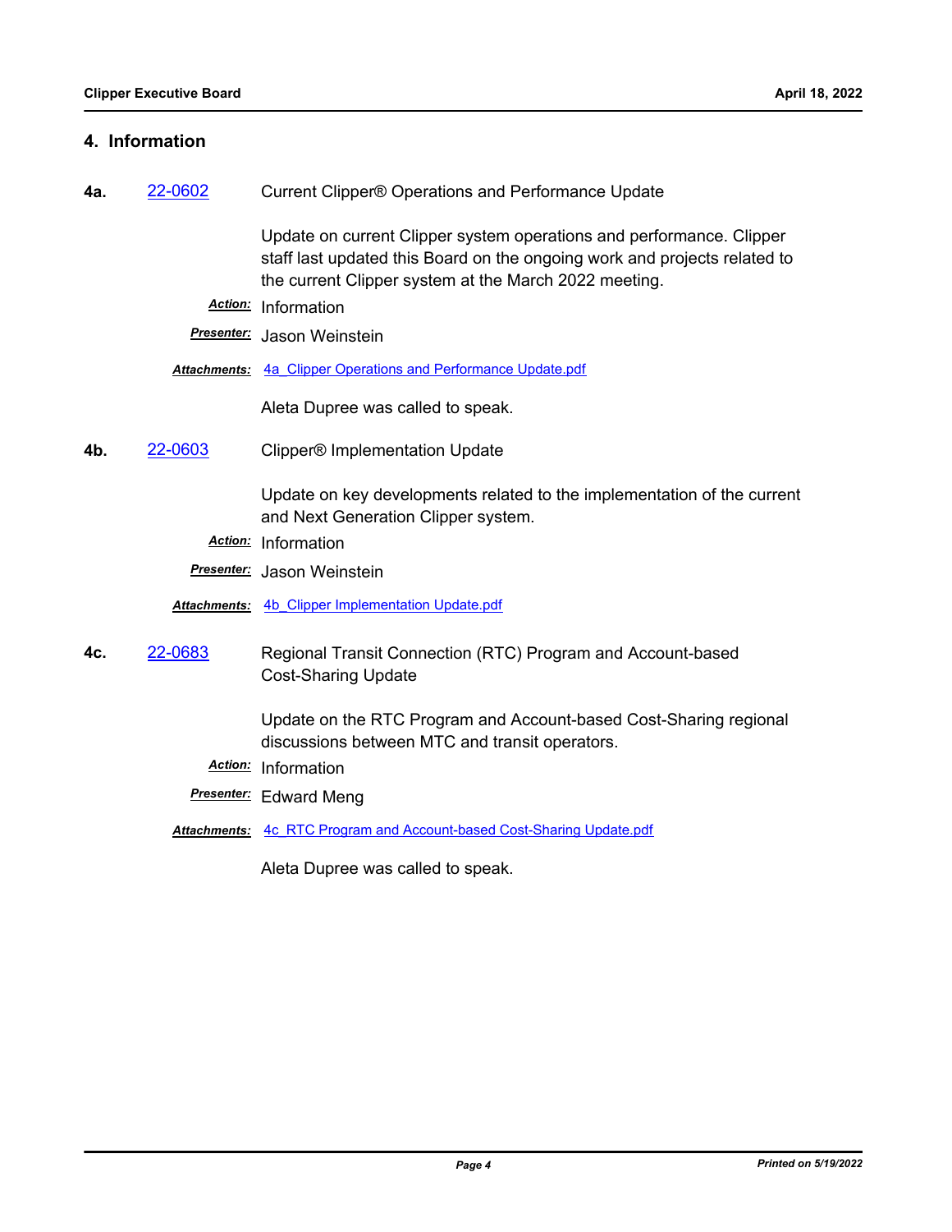## 4. Information

**4a.** 22-0602 Current Clipper® Operations and Performance Update

Update on current Clipper system operations and performance. Clipper staff last updated this Board on the ongoing work and projects related to the current Clipper system at the March 2022 meeting.

***Action:*** Information

***Presenter:*** Jason Weinstein

***Attachments:*** 4a_Clipper Operations and Performance Update.pdf

Aleta Dupree was called to speak.

**4b.** 22-0603 Clipper® Implementation Update

Update on key developments related to the implementation of the current and Next Generation Clipper system.

***Action:*** Information

***Presenter:*** Jason Weinstein

***Attachments:*** 4b_Clipper Implementation Update.pdf

**4c.** 22-0683 Regional Transit Connection (RTC) Program and Account-based Cost-Sharing Update

Update on the RTC Program and Account-based Cost-Sharing regional discussions between MTC and transit operators.

***Action:*** Information

***Presenter:*** Edward Meng

***Attachments:*** 4c_RTC Program and Account-based Cost-Sharing Update.pdf

Aleta Dupree was called to speak.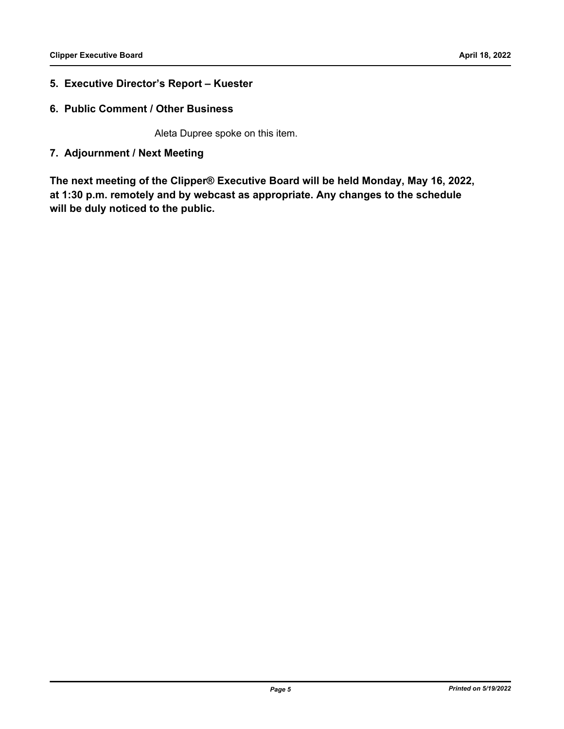## 5. Executive Director's Report – Kuester

## 6. Public Comment / Other Business

Aleta Dupree spoke on this item.

## 7. Adjournment / Next Meeting

**The next meeting of the Clipper® Executive Board will be held Monday, May 16, 2022, at 1:30 p.m. remotely and by webcast as appropriate. Any changes to the schedule will be duly noticed to the public.**